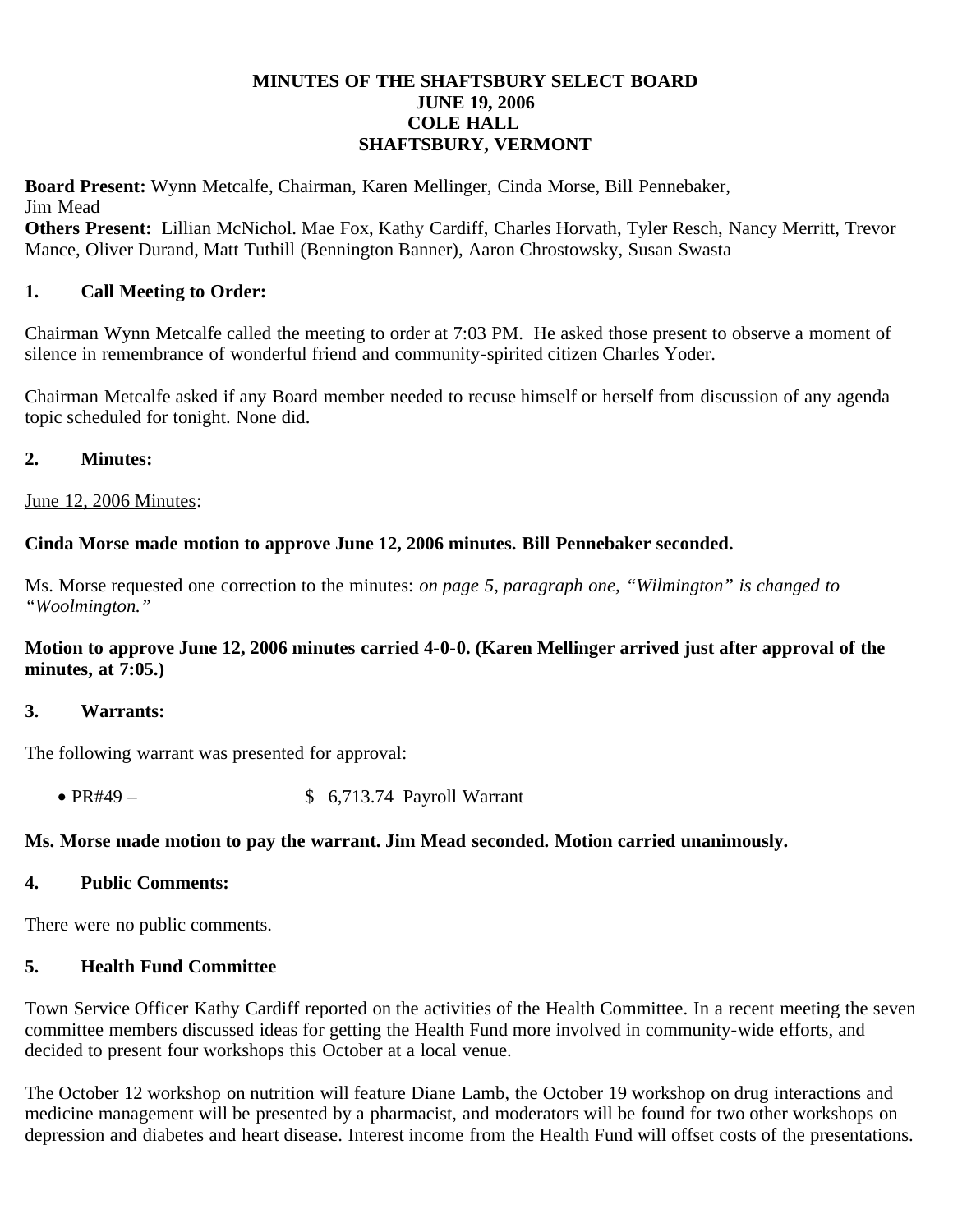**MINUTES OF THE SHAFTSBURY SELECT BOARD**
**JUNE 19, 2006**
**COLE HALL**
**SHAFTSBURY, VERMONT**

**Board Present:** Wynn Metcalfe, Chairman, Karen Mellinger, Cinda Morse, Bill Pennebaker, Jim Mead
**Others Present:** Lillian McNichol. Mae Fox, Kathy Cardiff, Charles Horvath, Tyler Resch, Nancy Merritt, Trevor Mance, Oliver Durand, Matt Tuthill (Bennington Banner), Aaron Chrostowsky, Susan Swasta

## 1. Call Meeting to Order:

Chairman Wynn Metcalfe called the meeting to order at 7:03 PM. He asked those present to observe a moment of silence in remembrance of wonderful friend and community-spirited citizen Charles Yoder.

Chairman Metcalfe asked if any Board member needed to recuse himself or herself from discussion of any agenda topic scheduled for tonight. None did.

## 2. Minutes:

June 12, 2006 Minutes:

**Cinda Morse made motion to approve June 12, 2006 minutes. Bill Pennebaker seconded.**

Ms. Morse requested one correction to the minutes: *on page 5, paragraph one, "Wilmington" is changed to "Woolmington."*

**Motion to approve June 12, 2006 minutes carried 4-0-0. (Karen Mellinger arrived just after approval of the minutes, at 7:05.)**

## 3. Warrants:

The following warrant was presented for approval:

- PR#49 – $ 6,713.74 Payroll Warrant

**Ms. Morse made motion to pay the warrant. Jim Mead seconded. Motion carried unanimously.**

## 4. Public Comments:

There were no public comments.

## 5. Health Fund Committee

Town Service Officer Kathy Cardiff reported on the activities of the Health Committee. In a recent meeting the seven committee members discussed ideas for getting the Health Fund more involved in community-wide efforts, and decided to present four workshops this October at a local venue.

The October 12 workshop on nutrition will feature Diane Lamb, the October 19 workshop on drug interactions and medicine management will be presented by a pharmacist, and moderators will be found for two other workshops on depression and diabetes and heart disease. Interest income from the Health Fund will offset costs of the presentations.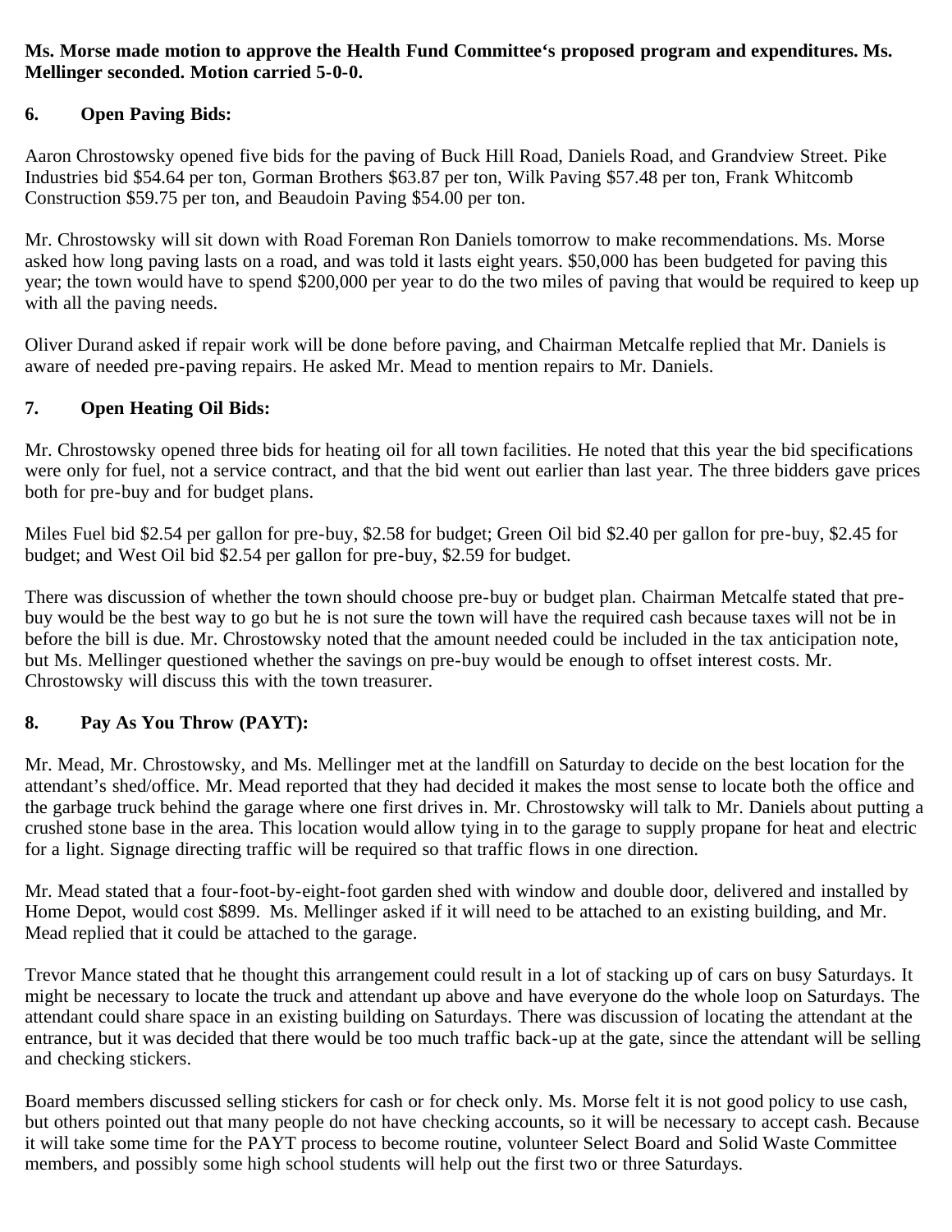**Ms. Morse made motion to approve the Health Fund Committee's proposed program and expenditures. Ms. Mellinger seconded. Motion carried 5-0-0.**

## 6. Open Paving Bids:

Aaron Chrostowsky opened five bids for the paving of Buck Hill Road, Daniels Road, and Grandview Street. Pike Industries bid $54.64 per ton, Gorman Brothers $63.87 per ton, Wilk Paving $57.48 per ton, Frank Whitcomb Construction $59.75 per ton, and Beaudoin Paving $54.00 per ton.

Mr. Chrostowsky will sit down with Road Foreman Ron Daniels tomorrow to make recommendations. Ms. Morse asked how long paving lasts on a road, and was told it lasts eight years. $50,000 has been budgeted for paving this year; the town would have to spend $200,000 per year to do the two miles of paving that would be required to keep up with all the paving needs.

Oliver Durand asked if repair work will be done before paving, and Chairman Metcalfe replied that Mr. Daniels is aware of needed pre-paving repairs. He asked Mr. Mead to mention repairs to Mr. Daniels.

## 7. Open Heating Oil Bids:

Mr. Chrostowsky opened three bids for heating oil for all town facilities. He noted that this year the bid specifications were only for fuel, not a service contract, and that the bid went out earlier than last year. The three bidders gave prices both for pre-buy and for budget plans.

Miles Fuel bid $2.54 per gallon for pre-buy, $2.58 for budget; Green Oil bid $2.40 per gallon for pre-buy, $2.45 for budget; and West Oil bid $2.54 per gallon for pre-buy, $2.59 for budget.

There was discussion of whether the town should choose pre-buy or budget plan. Chairman Metcalfe stated that pre-buy would be the best way to go but he is not sure the town will have the required cash because taxes will not be in before the bill is due. Mr. Chrostowsky noted that the amount needed could be included in the tax anticipation note, but Ms. Mellinger questioned whether the savings on pre-buy would be enough to offset interest costs. Mr. Chrostowsky will discuss this with the town treasurer.

## 8. Pay As You Throw (PAYT):

Mr. Mead, Mr. Chrostowsky, and Ms. Mellinger met at the landfill on Saturday to decide on the best location for the attendant's shed/office. Mr. Mead reported that they had decided it makes the most sense to locate both the office and the garbage truck behind the garage where one first drives in. Mr. Chrostowsky will talk to Mr. Daniels about putting a crushed stone base in the area. This location would allow tying in to the garage to supply propane for heat and electric for a light. Signage directing traffic will be required so that traffic flows in one direction.

Mr. Mead stated that a four-foot-by-eight-foot garden shed with window and double door, delivered and installed by Home Depot, would cost $899. Ms. Mellinger asked if it will need to be attached to an existing building, and Mr. Mead replied that it could be attached to the garage.

Trevor Mance stated that he thought this arrangement could result in a lot of stacking up of cars on busy Saturdays. It might be necessary to locate the truck and attendant up above and have everyone do the whole loop on Saturdays. The attendant could share space in an existing building on Saturdays. There was discussion of locating the attendant at the entrance, but it was decided that there would be too much traffic back-up at the gate, since the attendant will be selling and checking stickers.

Board members discussed selling stickers for cash or for check only. Ms. Morse felt it is not good policy to use cash, but others pointed out that many people do not have checking accounts, so it will be necessary to accept cash. Because it will take some time for the PAYT process to become routine, volunteer Select Board and Solid Waste Committee members, and possibly some high school students will help out the first two or three Saturdays.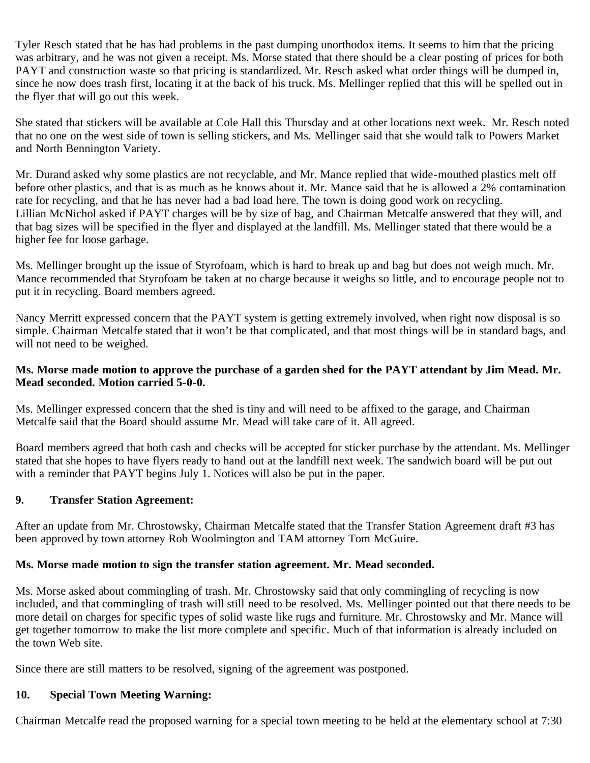Tyler Resch stated that he has had problems in the past dumping unorthodox items. It seems to him that the pricing was arbitrary, and he was not given a receipt. Ms. Morse stated that there should be a clear posting of prices for both PAYT and construction waste so that pricing is standardized. Mr. Resch asked what order things will be dumped in, since he now does trash first, locating it at the back of his truck. Ms. Mellinger replied that this will be spelled out in the flyer that will go out this week.

She stated that stickers will be available at Cole Hall this Thursday and at other locations next week. Mr. Resch noted that no one on the west side of town is selling stickers, and Ms. Mellinger said that she would talk to Powers Market and North Bennington Variety.

Mr. Durand asked why some plastics are not recyclable, and Mr. Mance replied that wide-mouthed plastics melt off before other plastics, and that is as much as he knows about it. Mr. Mance said that he is allowed a 2% contamination rate for recycling, and that he has never had a bad load here. The town is doing good work on recycling.
Lillian McNichol asked if PAYT charges will be by size of bag, and Chairman Metcalfe answered that they will, and that bag sizes will be specified in the flyer and displayed at the landfill. Ms. Mellinger stated that there would be a higher fee for loose garbage.

Ms. Mellinger brought up the issue of Styrofoam, which is hard to break up and bag but does not weigh much. Mr. Mance recommended that Styrofoam be taken at no charge because it weighs so little, and to encourage people not to put it in recycling. Board members agreed.

Nancy Merritt expressed concern that the PAYT system is getting extremely involved, when right now disposal is so simple. Chairman Metcalfe stated that it won't be that complicated, and that most things will be in standard bags, and will not need to be weighed.

**Ms. Morse made motion to approve the purchase of a garden shed for the PAYT attendant by Jim Mead. Mr. Mead seconded. Motion carried 5-0-0.**

Ms. Mellinger expressed concern that the shed is tiny and will need to be affixed to the garage, and Chairman Metcalfe said that the Board should assume Mr. Mead will take care of it. All agreed.

Board members agreed that both cash and checks will be accepted for sticker purchase by the attendant. Ms. Mellinger stated that she hopes to have flyers ready to hand out at the landfill next week. The sandwich board will be put out with a reminder that PAYT begins July 1. Notices will also be put in the paper.

## 9. Transfer Station Agreement:

After an update from Mr. Chrostowsky, Chairman Metcalfe stated that the Transfer Station Agreement draft #3 has been approved by town attorney Rob Woolmington and TAM attorney Tom McGuire.

**Ms. Morse made motion to sign the transfer station agreement. Mr. Mead seconded.**

Ms. Morse asked about commingling of trash. Mr. Chrostowsky said that only commingling of recycling is now included, and that commingling of trash will still need to be resolved. Ms. Mellinger pointed out that there needs to be more detail on charges for specific types of solid waste like rugs and furniture. Mr. Chrostowsky and Mr. Mance will get together tomorrow to make the list more complete and specific. Much of that information is already included on the town Web site.

Since there are still matters to be resolved, signing of the agreement was postponed.

## 10. Special Town Meeting Warning:

Chairman Metcalfe read the proposed warning for a special town meeting to be held at the elementary school at 7:30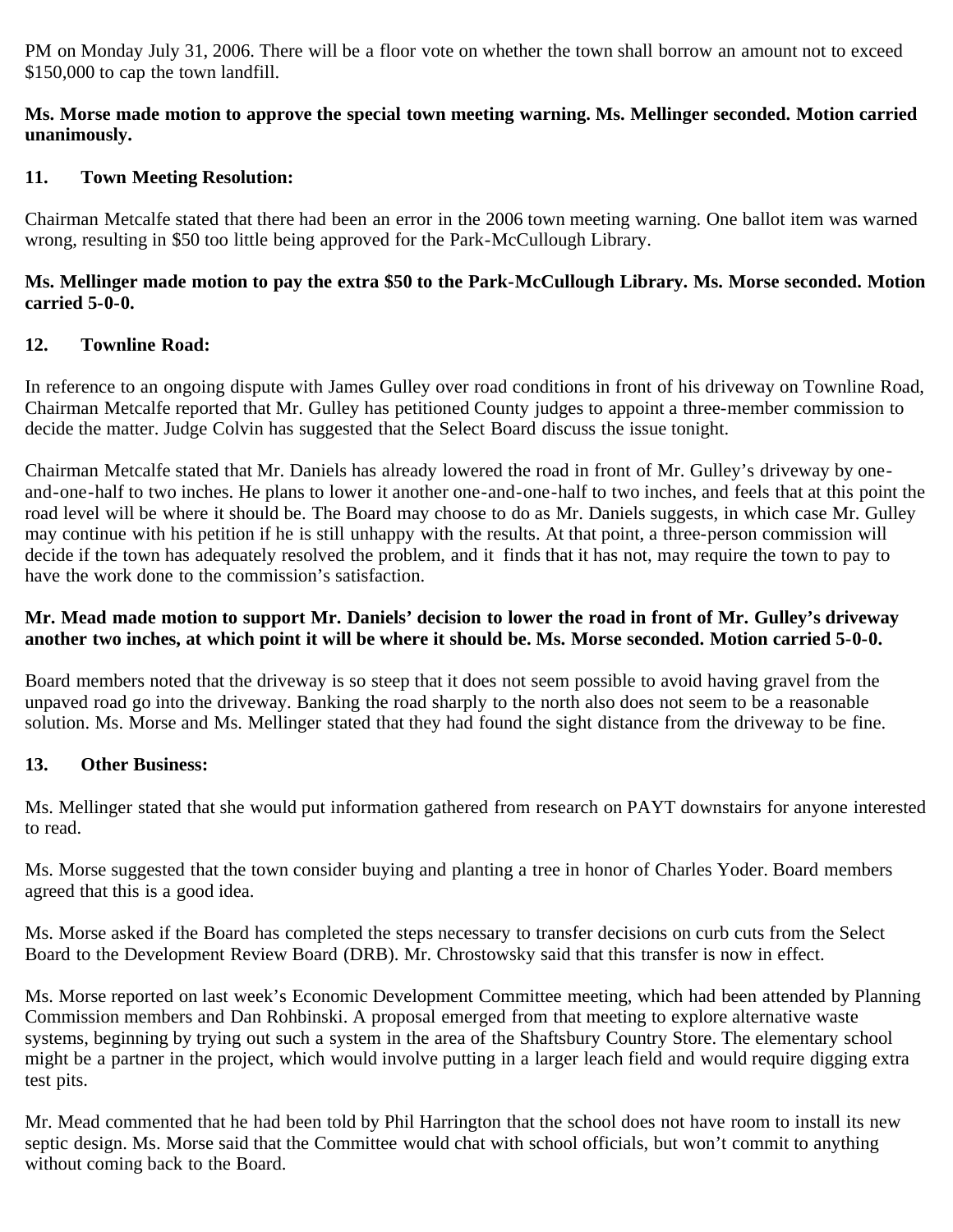PM on Monday July 31, 2006. There will be a floor vote on whether the town shall borrow an amount not to exceed $150,000 to cap the town landfill.

**Ms. Morse made motion to approve the special town meeting warning. Ms. Mellinger seconded. Motion carried unanimously.**

**11. Town Meeting Resolution:**

Chairman Metcalfe stated that there had been an error in the 2006 town meeting warning. One ballot item was warned wrong, resulting in $50 too little being approved for the Park-McCullough Library.

**Ms. Mellinger made motion to pay the extra $50 to the Park-McCullough Library. Ms. Morse seconded. Motion carried 5-0-0.**

**12. Townline Road:**

In reference to an ongoing dispute with James Gulley over road conditions in front of his driveway on Townline Road, Chairman Metcalfe reported that Mr. Gulley has petitioned County judges to appoint a three-member commission to decide the matter. Judge Colvin has suggested that the Select Board discuss the issue tonight.

Chairman Metcalfe stated that Mr. Daniels has already lowered the road in front of Mr. Gulley's driveway by one-and-one-half to two inches. He plans to lower it another one-and-one-half to two inches, and feels that at this point the road level will be where it should be. The Board may choose to do as Mr. Daniels suggests, in which case Mr. Gulley may continue with his petition if he is still unhappy with the results. At that point, a three-person commission will decide if the town has adequately resolved the problem, and it finds that it has not, may require the town to pay to have the work done to the commission's satisfaction.

**Mr. Mead made motion to support Mr. Daniels' decision to lower the road in front of Mr. Gulley's driveway another two inches, at which point it will be where it should be. Ms. Morse seconded. Motion carried 5-0-0.**

Board members noted that the driveway is so steep that it does not seem possible to avoid having gravel from the unpaved road go into the driveway. Banking the road sharply to the north also does not seem to be a reasonable solution. Ms. Morse and Ms. Mellinger stated that they had found the sight distance from the driveway to be fine.

**13. Other Business:**

Ms. Mellinger stated that she would put information gathered from research on PAYT downstairs for anyone interested to read.

Ms. Morse suggested that the town consider buying and planting a tree in honor of Charles Yoder. Board members agreed that this is a good idea.

Ms. Morse asked if the Board has completed the steps necessary to transfer decisions on curb cuts from the Select Board to the Development Review Board (DRB). Mr. Chrostowsky said that this transfer is now in effect.

Ms. Morse reported on last week's Economic Development Committee meeting, which had been attended by Planning Commission members and Dan Rohbinski. A proposal emerged from that meeting to explore alternative waste systems, beginning by trying out such a system in the area of the Shaftsbury Country Store. The elementary school might be a partner in the project, which would involve putting in a larger leach field and would require digging extra test pits.

Mr. Mead commented that he had been told by Phil Harrington that the school does not have room to install its new septic design. Ms. Morse said that the Committee would chat with school officials, but won't commit to anything without coming back to the Board.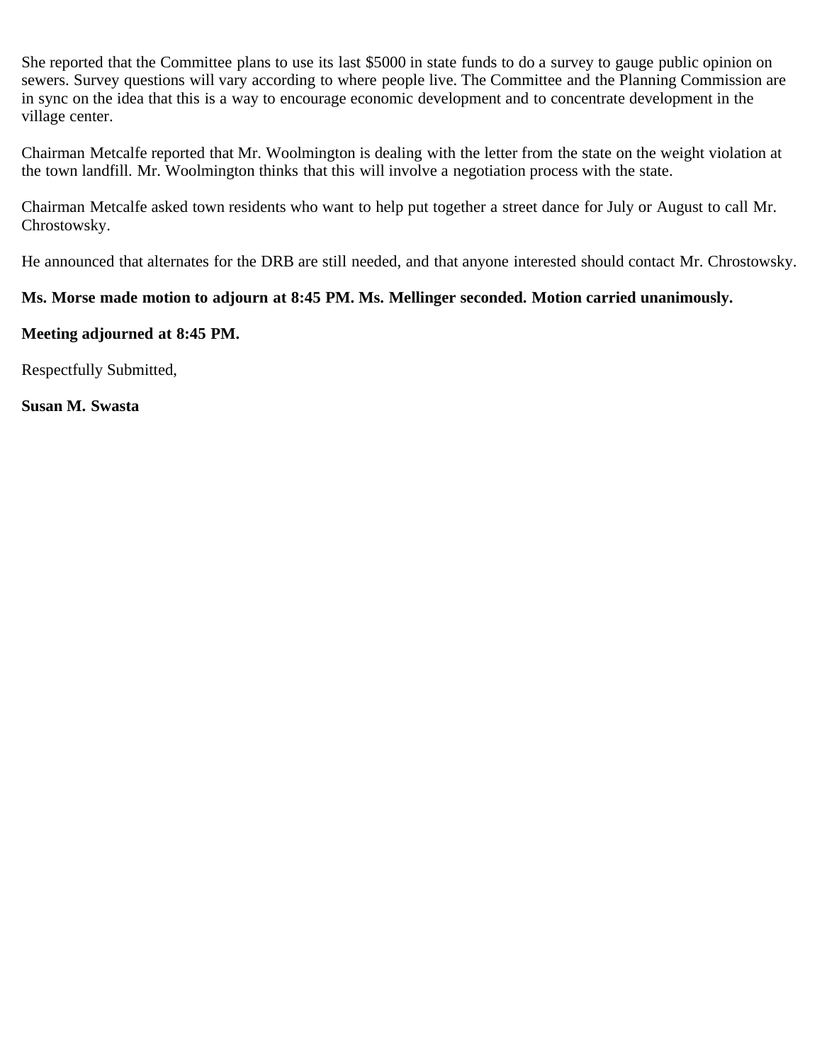She reported that the Committee plans to use its last $5000 in state funds to do a survey to gauge public opinion on sewers. Survey questions will vary according to where people live. The Committee and the Planning Commission are in sync on the idea that this is a way to encourage economic development and to concentrate development in the village center.

Chairman Metcalfe reported that Mr. Woolmington is dealing with the letter from the state on the weight violation at the town landfill. Mr. Woolmington thinks that this will involve a negotiation process with the state.

Chairman Metcalfe asked town residents who want to help put together a street dance for July or August to call Mr. Chrostowsky.

He announced that alternates for the DRB are still needed, and that anyone interested should contact Mr. Chrostowsky.

**Ms. Morse made motion to adjourn at 8:45 PM. Ms. Mellinger seconded. Motion carried unanimously.**

**Meeting adjourned at 8:45 PM.**

Respectfully Submitted,

**Susan M. Swasta**